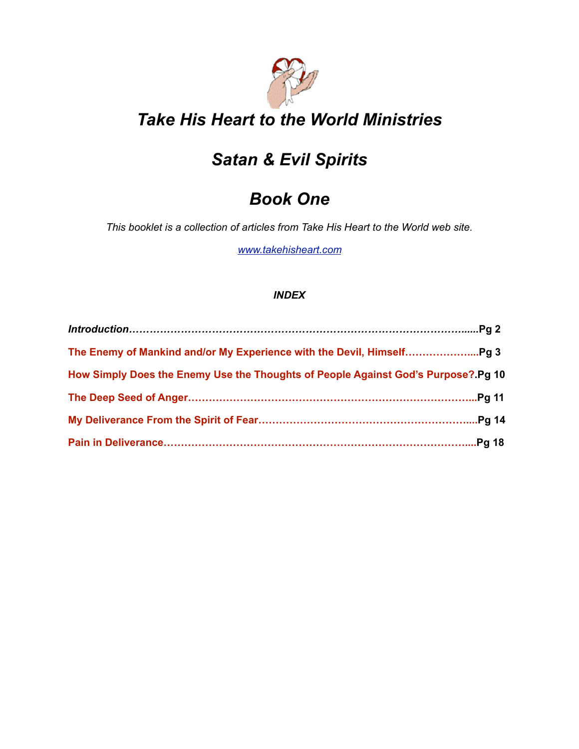# *Take His Heart to the World Ministries*

# *Satan & Evil Spirits*

# *Book One*

*This booklet is a collection of articles from Take His Heart to the World web site.*

[www.takehisheart.com](http://www.takehisheart.com)

***INDEX***

***Introduction*………………………………………………………………………………….....Pg 2**

**The Enemy of Mankind and/or My Experience with the Devil, Himself………………....Pg 3**

**How Simply Does the Enemy Use the Thoughts of People Against God's Purpose?.Pg 10**

**The Deep Seed of Anger………………………………………………………………………...Pg 11**

**My Deliverance From the Spirit of Fear…………………………………………………….....Pg 14**

**Pain in Deliverance……………………………………………………………………………....Pg 18**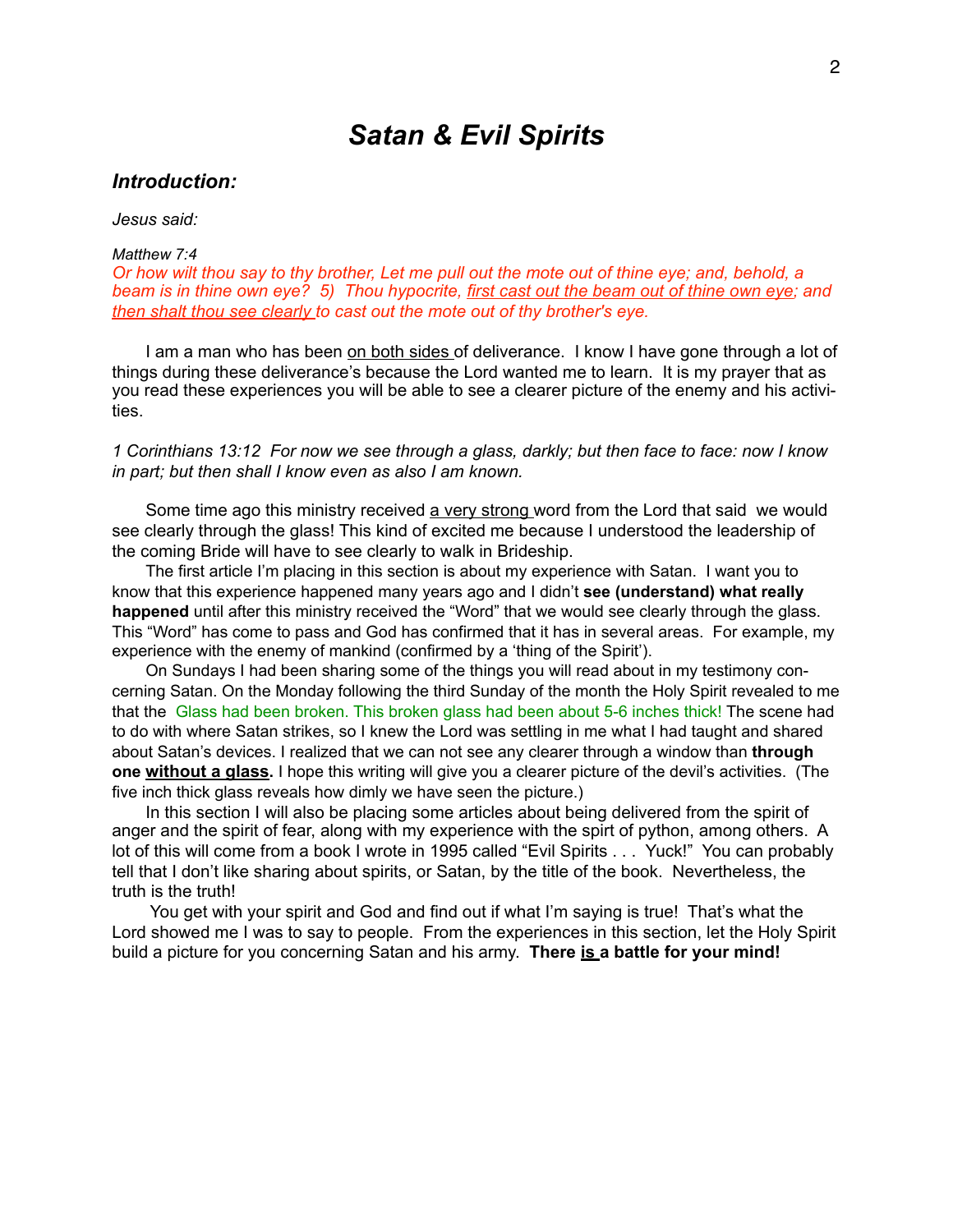# *Satan & Evil Spirits*

## *Introduction:*

*Jesus said:*

*Matthew 7:4*
*Or how wilt thou say to thy brother, Let me pull out the mote out of thine eye; and, behold, a beam is in thine own eye? 5) Thou hypocrite, first cast out the beam out of thine own eye; and then shalt thou see clearly to cast out the mote out of thy brother's eye.*

I am a man who has been on both sides of deliverance. I know I have gone through a lot of things during these deliverance's because the Lord wanted me to learn. It is my prayer that as you read these experiences you will be able to see a clearer picture of the enemy and his activities.

*1 Corinthians 13:12 For now we see through a glass, darkly; but then face to face: now I know in part; but then shall I know even as also I am known.*

Some time ago this ministry received a very strong word from the Lord that said we would see clearly through the glass! This kind of excited me because I understood the leadership of the coming Bride will have to see clearly to walk in Brideship.

The first article I'm placing in this section is about my experience with Satan. I want you to know that this experience happened many years ago and I didn't **see (understand) what really happened** until after this ministry received the "Word" that we would see clearly through the glass. This "Word" has come to pass and God has confirmed that it has in several areas. For example, my experience with the enemy of mankind (confirmed by a 'thing of the Spirit').

On Sundays I had been sharing some of the things you will read about in my testimony concerning Satan. On the Monday following the third Sunday of the month the Holy Spirit revealed to me that the Glass had been broken. This broken glass had been about 5-6 inches thick! The scene had to do with where Satan strikes, so I knew the Lord was settling in me what I had taught and shared about Satan's devices. I realized that we can not see any clearer through a window than **through one without a glass.** I hope this writing will give you a clearer picture of the devil's activities. (The five inch thick glass reveals how dimly we have seen the picture.)

In this section I will also be placing some articles about being delivered from the spirit of anger and the spirit of fear, along with my experience with the spirt of python, among others. A lot of this will come from a book I wrote in 1995 called "Evil Spirits . . . Yuck!" You can probably tell that I don't like sharing about spirits, or Satan, by the title of the book. Nevertheless, the truth is the truth!

You get with your spirit and God and find out if what I'm saying is true! That's what the Lord showed me I was to say to people. From the experiences in this section, let the Holy Spirit build a picture for you concerning Satan and his army. **There is a battle for your mind!**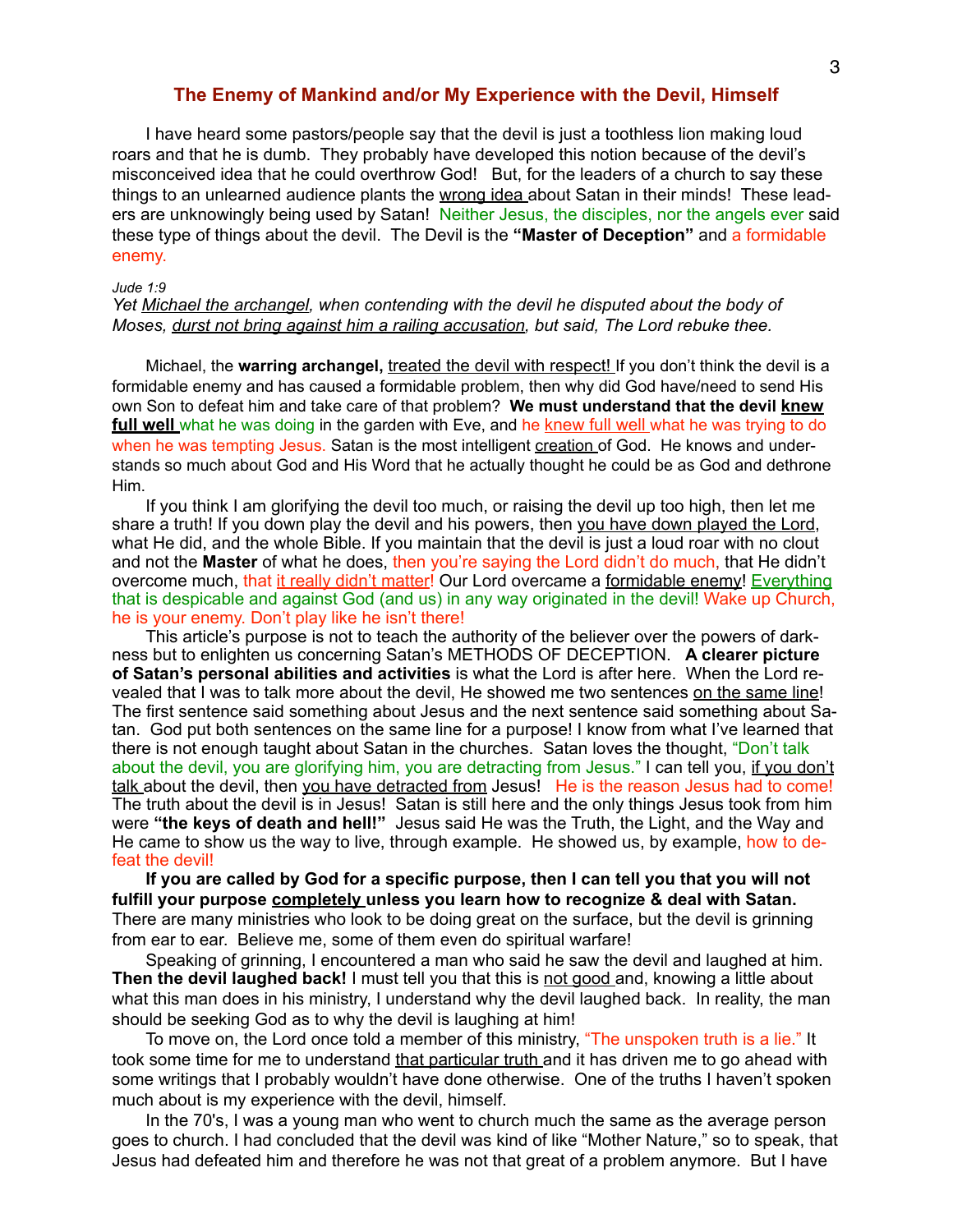# The Enemy of Mankind and/or My Experience with the Devil, Himself

I have heard some pastors/people say that the devil is just a toothless lion making loud roars and that he is dumb. They probably have developed this notion because of the devil's misconceived idea that he could overthrow God! But, for the leaders of a church to say these things to an unlearned audience plants the wrong idea about Satan in their minds! These leaders are unknowingly being used by Satan! Neither Jesus, the disciples, nor the angels ever said these type of things about the devil. The Devil is the **"Master of Deception"** and a formidable enemy.

*Jude 1:9*
*Yet Michael the archangel, when contending with the devil he disputed about the body of Moses, durst not bring against him a railing accusation, but said, The Lord rebuke thee.*

Michael, the **warring archangel,** treated the devil with respect! If you don't think the devil is a formidable enemy and has caused a formidable problem, then why did God have/need to send His own Son to defeat him and take care of that problem? **We must understand that the devil knew full well** what he was doing in the garden with Eve, and he knew full well what he was trying to do when he was tempting Jesus. Satan is the most intelligent creation of God. He knows and understands so much about God and His Word that he actually thought he could be as God and dethrone Him.

If you think I am glorifying the devil too much, or raising the devil up too high, then let me share a truth! If you down play the devil and his powers, then you have down played the Lord, what He did, and the whole Bible. If you maintain that the devil is just a loud roar with no clout and not the **Master** of what he does, then you're saying the Lord didn't do much, that He didn't overcome much, that it really didn't matter! Our Lord overcame a formidable enemy! Everything that is despicable and against God (and us) in any way originated in the devil! Wake up Church, he is your enemy. Don't play like he isn't there!

This article's purpose is not to teach the authority of the believer over the powers of darkness but to enlighten us concerning Satan's METHODS OF DECEPTION. **A clearer picture of Satan's personal abilities and activities** is what the Lord is after here. When the Lord revealed that I was to talk more about the devil, He showed me two sentences on the same line! The first sentence said something about Jesus and the next sentence said something about Satan. God put both sentences on the same line for a purpose! I know from what I've learned that there is not enough taught about Satan in the churches. Satan loves the thought, "Don't talk about the devil, you are glorifying him, you are detracting from Jesus." I can tell you, if you don't talk about the devil, then you have detracted from Jesus! He is the reason Jesus had to come! The truth about the devil is in Jesus! Satan is still here and the only things Jesus took from him were **"the keys of death and hell!"** Jesus said He was the Truth, the Light, and the Way and He came to show us the way to live, through example. He showed us, by example, how to defeat the devil!

**If you are called by God for a specific purpose, then I can tell you that you will not fulfill your purpose completely unless you learn how to recognize & deal with Satan.** There are many ministries who look to be doing great on the surface, but the devil is grinning from ear to ear. Believe me, some of them even do spiritual warfare!

Speaking of grinning, I encountered a man who said he saw the devil and laughed at him. **Then the devil laughed back!** I must tell you that this is not good and, knowing a little about what this man does in his ministry, I understand why the devil laughed back. In reality, the man should be seeking God as to why the devil is laughing at him!

To move on, the Lord once told a member of this ministry, "The unspoken truth is a lie." It took some time for me to understand that particular truth and it has driven me to go ahead with some writings that I probably wouldn't have done otherwise. One of the truths I haven't spoken much about is my experience with the devil, himself.

In the 70's, I was a young man who went to church much the same as the average person goes to church. I had concluded that the devil was kind of like "Mother Nature," so to speak, that Jesus had defeated him and therefore he was not that great of a problem anymore. But I have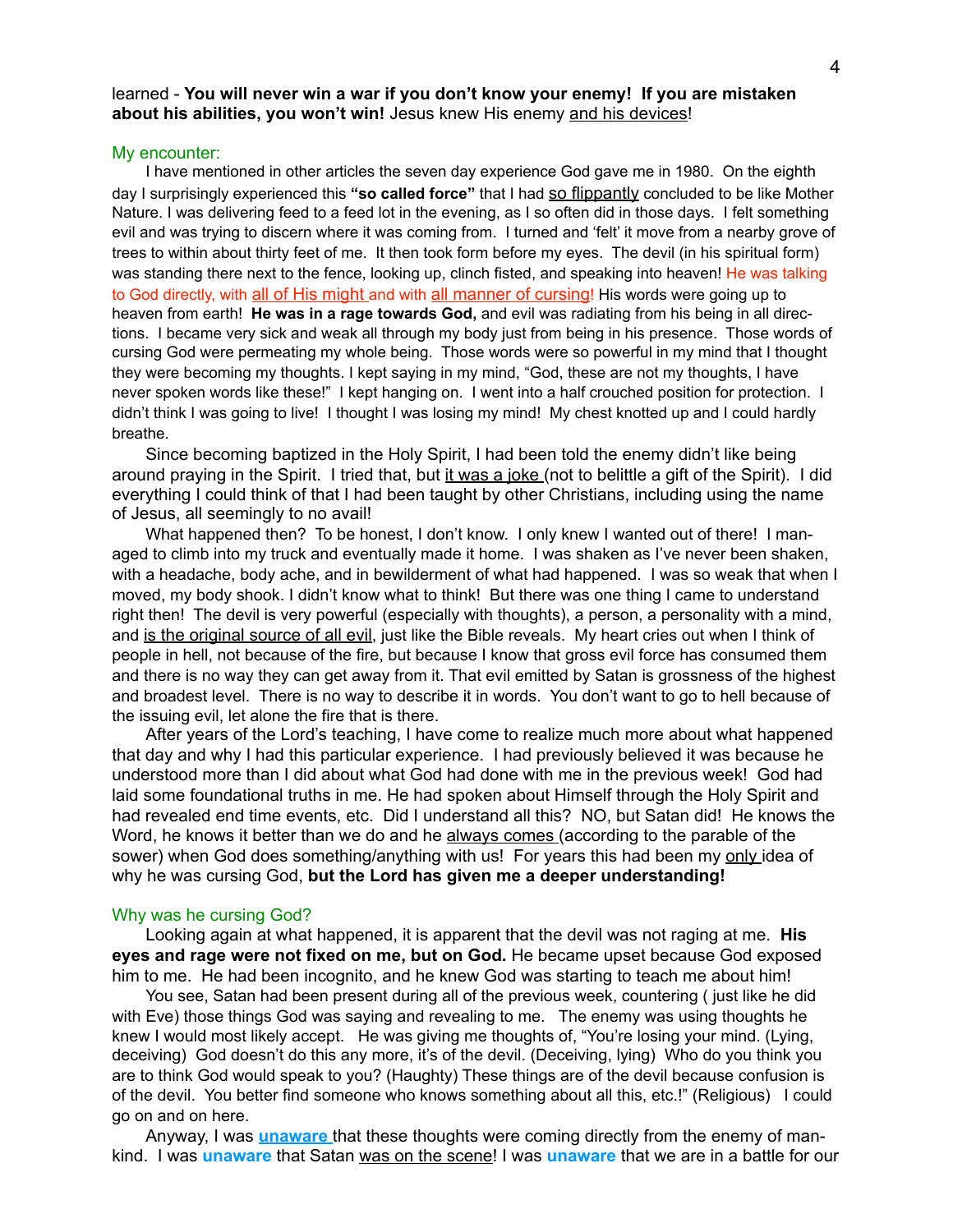learned - **You will never win a war if you don't know your enemy! If you are mistaken about his abilities, you won't win!** Jesus knew His enemy <u>and his devices</u>!

## My encounter:

I have mentioned in other articles the seven day experience God gave me in 1980. On the eighth day I surprisingly experienced this **"so called force"** that I had <u>so flippantly</u> concluded to be like Mother Nature. I was delivering feed to a feed lot in the evening, as I so often did in those days. I felt something evil and was trying to discern where it was coming from. I turned and 'felt' it move from a nearby grove of trees to within about thirty feet of me. It then took form before my eyes. The devil (in his spiritual form) was standing there next to the fence, looking up, clinch fisted, and speaking into heaven! He was talking to God directly, with <u>all of His might</u> and with <u>all manner of cursing</u>! His words were going up to heaven from earth! **He was in a rage towards God,** and evil was radiating from his being in all directions. I became very sick and weak all through my body just from being in his presence. Those words of cursing God were permeating my whole being. Those words were so powerful in my mind that I thought they were becoming my thoughts. I kept saying in my mind, "God, these are not my thoughts, I have never spoken words like these!" I kept hanging on. I went into a half crouched position for protection. I didn't think I was going to live! I thought I was losing my mind! My chest knotted up and I could hardly breathe.

Since becoming baptized in the Holy Spirit, I had been told the enemy didn't like being around praying in the Spirit. I tried that, but <u>it was a joke</u> (not to belittle a gift of the Spirit). I did everything I could think of that I had been taught by other Christians, including using the name of Jesus, all seemingly to no avail!

What happened then? To be honest, I don't know. I only knew I wanted out of there! I managed to climb into my truck and eventually made it home. I was shaken as I've never been shaken, with a headache, body ache, and in bewilderment of what had happened. I was so weak that when I moved, my body shook. I didn't know what to think! But there was one thing I came to understand right then! The devil is very powerful (especially with thoughts), a person, a personality with a mind, and <u>is the original source of all evil</u>, just like the Bible reveals. My heart cries out when I think of people in hell, not because of the fire, but because I know that gross evil force has consumed them and there is no way they can get away from it. That evil emitted by Satan is grossness of the highest and broadest level. There is no way to describe it in words. You don't want to go to hell because of the issuing evil, let alone the fire that is there.

After years of the Lord's teaching, I have come to realize much more about what happened that day and why I had this particular experience. I had previously believed it was because he understood more than I did about what God had done with me in the previous week! God had laid some foundational truths in me. He had spoken about Himself through the Holy Spirit and had revealed end time events, etc. Did I understand all this? NO, but Satan did! He knows the Word, he knows it better than we do and he <u>always comes</u> (according to the parable of the sower) when God does something/anything with us! For years this had been my <u>only</u> idea of why he was cursing God, **but the Lord has given me a deeper understanding!**

## Why was he cursing God?

Looking again at what happened, it is apparent that the devil was not raging at me. **His eyes and rage were not fixed on me, but on God.** He became upset because God exposed him to me. He had been incognito, and he knew God was starting to teach me about him!

You see, Satan had been present during all of the previous week, countering ( just like he did with Eve) those things God was saying and revealing to me. The enemy was using thoughts he knew I would most likely accept. He was giving me thoughts of, "You're losing your mind. (Lying, deceiving) God doesn't do this any more, it's of the devil. (Deceiving, lying) Who do you think you are to think God would speak to you? (Haughty) These things are of the devil because confusion is of the devil. You better find someone who knows something about all this, etc.!" (Religious) I could go on and on here.

Anyway, I was <u>**unaware**</u> that these thoughts were coming directly from the enemy of mankind. I was **unaware** that Satan <u>was on the scene</u>! I was **unaware** that we are in a battle for our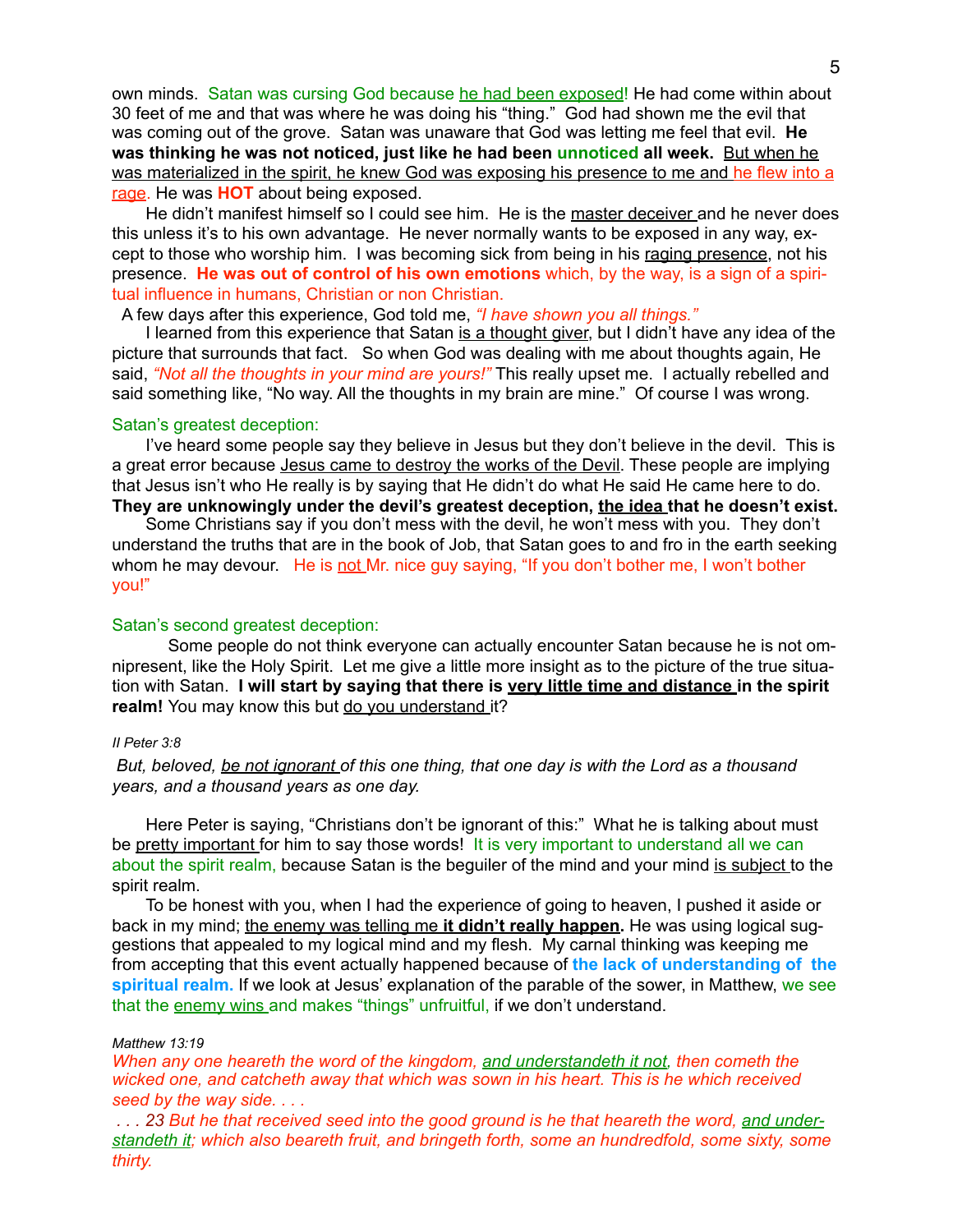own minds. Satan was cursing God because he had been exposed! He had come within about 30 feet of me and that was where he was doing his "thing." God had shown me the evil that was coming out of the grove. Satan was unaware that God was letting me feel that evil. **He was thinking he was not noticed, just like he had been unnoticed all week.** But when he was materialized in the spirit, he knew God was exposing his presence to me and he flew into a rage. He was **HOT** about being exposed.

He didn't manifest himself so I could see him. He is the master deceiver and he never does this unless it's to his own advantage. He never normally wants to be exposed in any way, except to those who worship him. I was becoming sick from being in his raging presence, not his presence. **He was out of control of his own emotions** which, by the way, is a sign of a spiritual influence in humans, Christian or non Christian.

A few days after this experience, God told me, *"I have shown you all things."*

I learned from this experience that Satan is a thought giver, but I didn't have any idea of the picture that surrounds that fact. So when God was dealing with me about thoughts again, He said, *"Not all the thoughts in your mind are yours!"* This really upset me. I actually rebelled and said something like, "No way. All the thoughts in my brain are mine." Of course I was wrong.

### Satan's greatest deception:

I've heard some people say they believe in Jesus but they don't believe in the devil. This is a great error because Jesus came to destroy the works of the Devil. These people are implying that Jesus isn't who He really is by saying that He didn't do what He said He came here to do. **They are unknowingly under the devil's greatest deception, the idea that he doesn't exist.**

Some Christians say if you don't mess with the devil, he won't mess with you. They don't understand the truths that are in the book of Job, that Satan goes to and fro in the earth seeking whom he may devour. He is not Mr. nice guy saying, "If you don't bother me, I won't bother you!"

### Satan's second greatest deception:

Some people do not think everyone can actually encounter Satan because he is not omnipresent, like the Holy Spirit. Let me give a little more insight as to the picture of the true situation with Satan. **I will start by saying that there is very little time and distance in the spirit realm!** You may know this but do you understand it?

*II Peter 3:8*

*But, beloved, be not ignorant of this one thing, that one day is with the Lord as a thousand years, and a thousand years as one day.*

Here Peter is saying, "Christians don't be ignorant of this:" What he is talking about must be pretty important for him to say those words! It is very important to understand all we can about the spirit realm, because Satan is the beguiler of the mind and your mind is subject to the spirit realm.

To be honest with you, when I had the experience of going to heaven, I pushed it aside or back in my mind; the enemy was telling me **it didn't really happen.** He was using logical suggestions that appealed to my logical mind and my flesh. My carnal thinking was keeping me from accepting that this event actually happened because of **the lack of understanding of the spiritual realm.** If we look at Jesus' explanation of the parable of the sower, in Matthew, we see that the enemy wins and makes "things" unfruitful, if we don't understand.

*Matthew 13:19*

*When any one heareth the word of the kingdom, and understandeth it not, then cometh the wicked one, and catcheth away that which was sown in his heart. This is he which received seed by the way side. . . .*

*. . . 23 But he that received seed into the good ground is he that heareth the word, and understandeth it; which also beareth fruit, and bringeth forth, some an hundredfold, some sixty, some thirty.*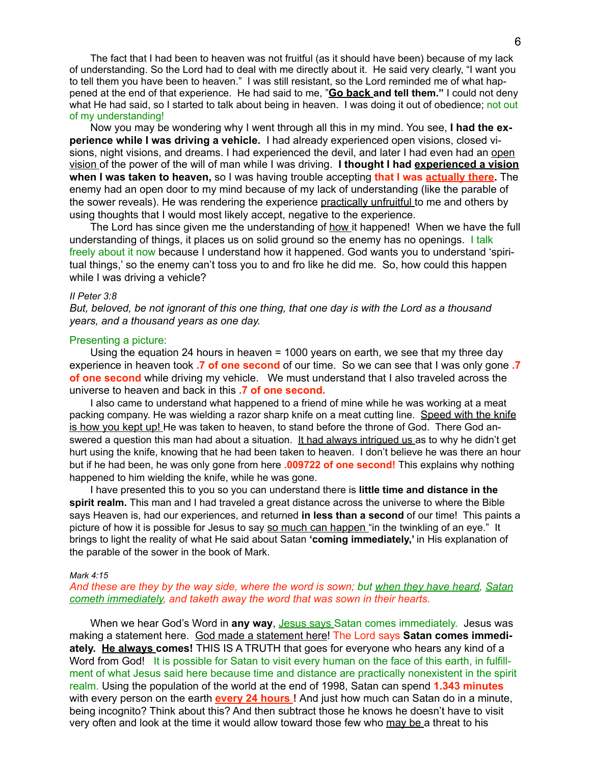The fact that I had been to heaven was not fruitful (as it should have been) because of my lack of understanding. So the Lord had to deal with me directly about it. He said very clearly, "I want you to tell them you have been to heaven." I was still resistant, so the Lord reminded me of what happened at the end of that experience. He had said to me, "**Go back and tell them.**" I could not deny what He had said, so I started to talk about being in heaven. I was doing it out of obedience; not out of my understanding!

Now you may be wondering why I went through all this in my mind. You see, **I had the experience while I was driving a vehicle.** I had already experienced open visions, closed visions, night visions, and dreams. I had experienced the devil, and later I had even had an open vision of the power of the will of man while I was driving. **I thought I had experienced a vision when I was taken to heaven,** so I was having trouble accepting **that I was actually there.** The enemy had an open door to my mind because of my lack of understanding (like the parable of the sower reveals). He was rendering the experience practically unfruitful to me and others by using thoughts that I would most likely accept, negative to the experience.

The Lord has since given me the understanding of how it happened! When we have the full understanding of things, it places us on solid ground so the enemy has no openings. I talk freely about it now because I understand how it happened. God wants you to understand 'spiritual things,' so the enemy can't toss you to and fro like he did me. So, how could this happen while I was driving a vehicle?

*II Peter 3:8*
*But, beloved, be not ignorant of this one thing, that one day is with the Lord as a thousand years, and a thousand years as one day.*

Presenting a picture:

Using the equation 24 hours in heaven = 1000 years on earth, we see that my three day experience in heaven took **.7 of one second** of our time. So we can see that I was only gone **.7 of one second** while driving my vehicle. We must understand that I also traveled across the universe to heaven and back in this **.7 of one second.**

I also came to understand what happened to a friend of mine while he was working at a meat packing company. He was wielding a razor sharp knife on a meat cutting line. Speed with the knife is how you kept up! He was taken to heaven, to stand before the throne of God. There God answered a question this man had about a situation. It had always intrigued us as to why he didn't get hurt using the knife, knowing that he had been taken to heaven. I don't believe he was there an hour but if he had been, he was only gone from here **.009722 of one second!** This explains why nothing happened to him wielding the knife, while he was gone.

I have presented this to you so you can understand there is **little time and distance in the spirit realm.** This man and I had traveled a great distance across the universe to where the Bible says Heaven is, had our experiences, and returned **in less than a second** of our time! This paints a picture of how it is possible for Jesus to say so much can happen "in the twinkling of an eye." It brings to light the reality of what He said about Satan **'coming immediately,'** in His explanation of the parable of the sower in the book of Mark.

*Mark 4:15*
*And these are they by the way side, where the word is sown; but when they have heard, Satan cometh immediately, and taketh away the word that was sown in their hearts.*

When we hear God's Word in **any way**, Jesus says Satan comes immediately. Jesus was making a statement here. God made a statement here! The Lord says **Satan comes immediately. He always comes!** THIS IS A TRUTH that goes for everyone who hears any kind of a Word from God! It is possible for Satan to visit every human on the face of this earth, in fulfillment of what Jesus said here because time and distance are practically nonexistent in the spirit realm. Using the population of the world at the end of 1998, Satan can spend **1.343 minutes** with every person on the earth **every 24 hours !** And just how much can Satan do in a minute, being incognito? Think about this? And then subtract those he knows he doesn't have to visit very often and look at the time it would allow toward those few who may be a threat to his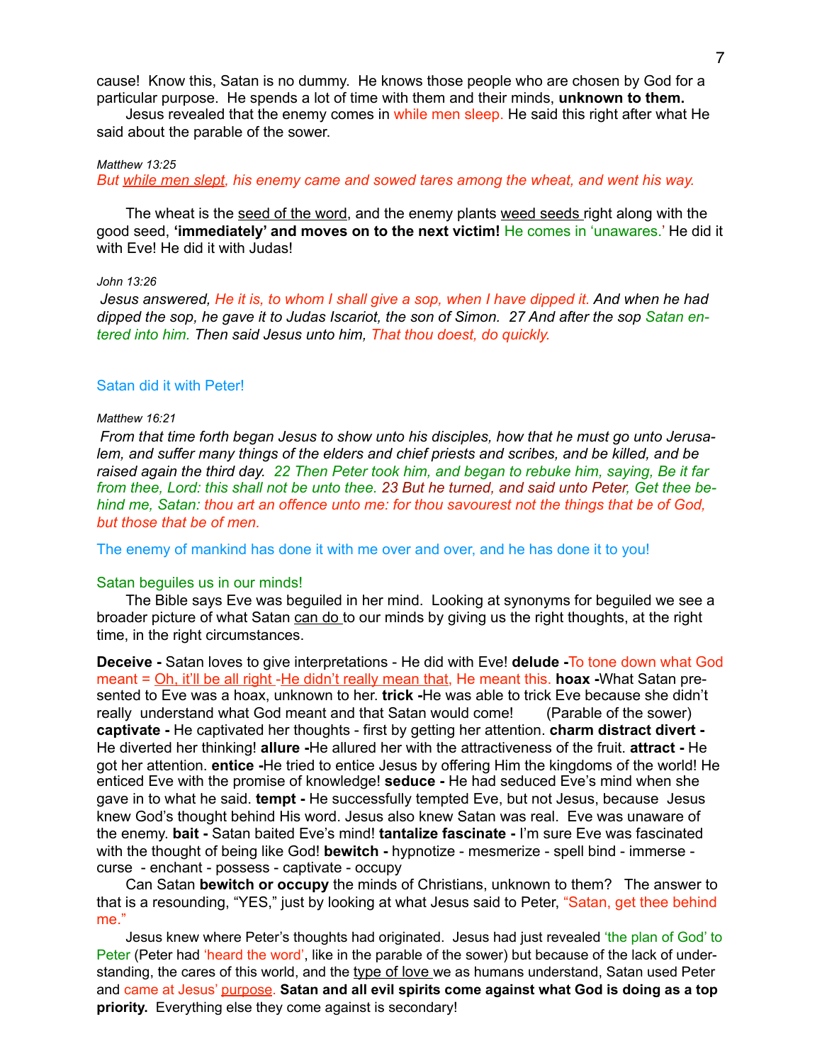cause! Know this, Satan is no dummy. He knows those people who are chosen by God for a particular purpose. He spends a lot of time with them and their minds, **unknown to them.**

Jesus revealed that the enemy comes in while men sleep. He said this right after what He said about the parable of the sower.

*Matthew 13:25*
*But while men slept, his enemy came and sowed tares among the wheat, and went his way.*

The wheat is the seed of the word, and the enemy plants weed seeds right along with the good seed, **'immediately' and moves on to the next victim!** He comes in 'unawares.' He did it with Eve! He did it with Judas!

*John 13:26*
*Jesus answered, He it is, to whom I shall give a sop, when I have dipped it. And when he had dipped the sop, he gave it to Judas Iscariot, the son of Simon. 27 And after the sop Satan entered into him. Then said Jesus unto him, That thou doest, do quickly.*

Satan did it with Peter!

*Matthew 16:21*
*From that time forth began Jesus to show unto his disciples, how that he must go unto Jerusalem, and suffer many things of the elders and chief priests and scribes, and be killed, and be raised again the third day. 22 Then Peter took him, and began to rebuke him, saying, Be it far from thee, Lord: this shall not be unto thee. 23 But he turned, and said unto Peter, Get thee behind me, Satan: thou art an offence unto me: for thou savourest not the things that be of God, but those that be of men.*

The enemy of mankind has done it with me over and over, and he has done it to you!

Satan beguiles us in our minds!

The Bible says Eve was beguiled in her mind. Looking at synonyms for beguiled we see a broader picture of what Satan can do to our minds by giving us the right thoughts, at the right time, in the right circumstances.

**Deceive -** Satan loves to give interpretations - He did with Eve! **delude -**To tone down what God meant = Oh, it'll be all right -He didn't really mean that, He meant this. **hoax -**What Satan presented to Eve was a hoax, unknown to her. **trick -**He was able to trick Eve because she didn't really understand what God meant and that Satan would come! (Parable of the sower) **captivate -** He captivated her thoughts - first by getting her attention. **charm distract divert -** He diverted her thinking! **allure -**He allured her with the attractiveness of the fruit. **attract -** He got her attention. **entice -**He tried to entice Jesus by offering Him the kingdoms of the world! He enticed Eve with the promise of knowledge! **seduce -** He had seduced Eve's mind when she gave in to what he said. **tempt -** He successfully tempted Eve, but not Jesus, because Jesus knew God's thought behind His word. Jesus also knew Satan was real. Eve was unaware of the enemy. **bait -** Satan baited Eve's mind! **tantalize fascinate -** I'm sure Eve was fascinated with the thought of being like God! **bewitch -** hypnotize - mesmerize - spell bind - immerse - curse - enchant - possess - captivate - occupy

Can Satan **bewitch or occupy** the minds of Christians, unknown to them? The answer to that is a resounding, "YES," just by looking at what Jesus said to Peter, "Satan, get thee behind me."

Jesus knew where Peter's thoughts had originated. Jesus had just revealed 'the plan of God' to Peter (Peter had 'heard the word', like in the parable of the sower) but because of the lack of understanding, the cares of this world, and the type of love we as humans understand, Satan used Peter and came at Jesus' purpose. **Satan and all evil spirits come against what God is doing as a top priority.** Everything else they come against is secondary!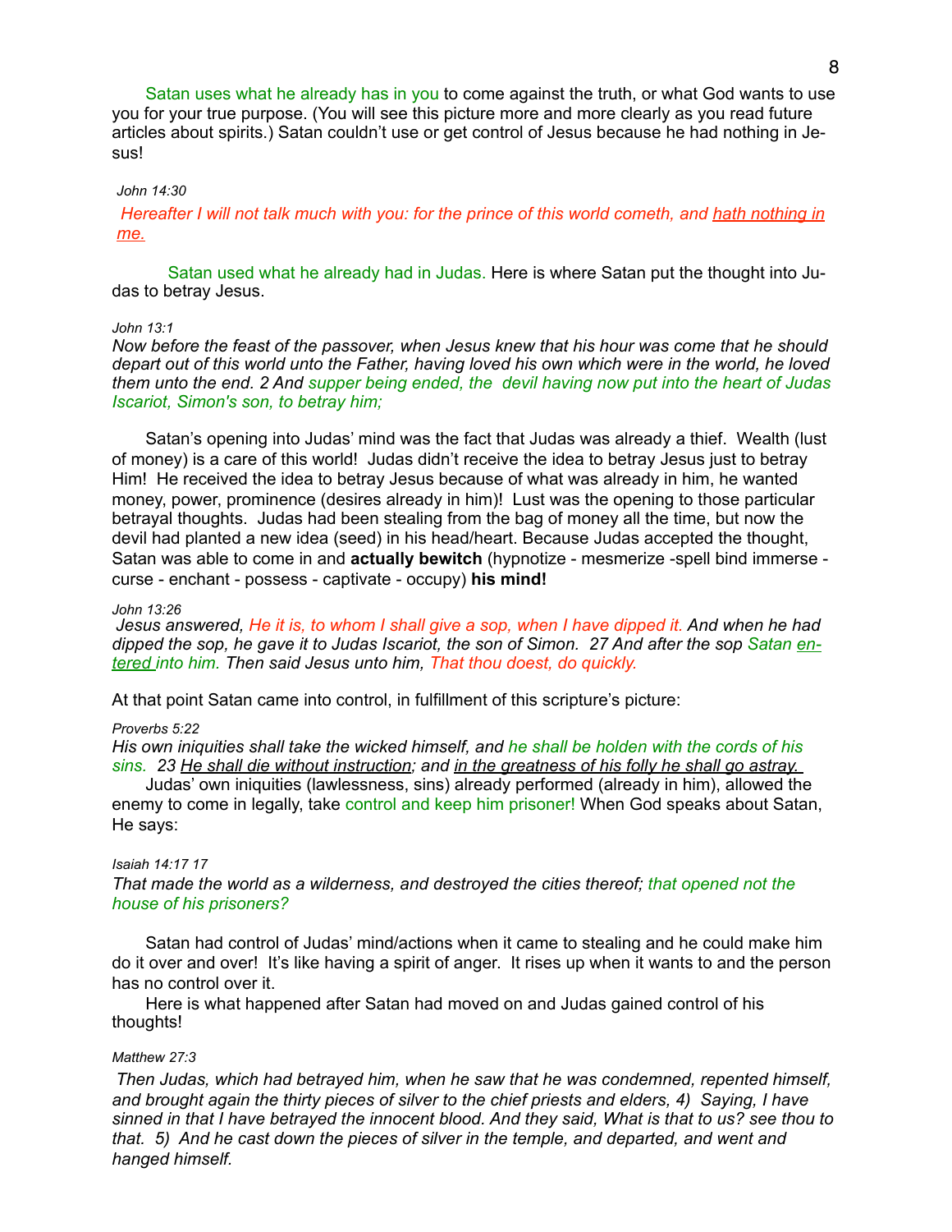Satan uses what he already has in you to come against the truth, or what God wants to use you for your true purpose. (You will see this picture more and more clearly as you read future articles about spirits.) Satan couldn't use or get control of Jesus because he had nothing in Jesus!

*John 14:30*

*Hereafter I will not talk much with you: for the prince of this world cometh, and <u>hath nothing in me.</u>*

Satan used what he already had in Judas. Here is where Satan put the thought into Judas to betray Jesus.

*John 13:1*
*Now before the feast of the passover, when Jesus knew that his hour was come that he should depart out of this world unto the Father, having loved his own which were in the world, he loved them unto the end. 2 And supper being ended, the devil having now put into the heart of Judas Iscariot, Simon's son, to betray him;*

Satan's opening into Judas' mind was the fact that Judas was already a thief. Wealth (lust of money) is a care of this world! Judas didn't receive the idea to betray Jesus just to betray Him! He received the idea to betray Jesus because of what was already in him, he wanted money, power, prominence (desires already in him)! Lust was the opening to those particular betrayal thoughts. Judas had been stealing from the bag of money all the time, but now the devil had planted a new idea (seed) in his head/heart. Because Judas accepted the thought, Satan was able to come in and **actually bewitch** (hypnotize - mesmerize -spell bind immerse - curse - enchant - possess - captivate - occupy) **his mind!**

*John 13:26*
*Jesus answered, He it is, to whom I shall give a sop, when I have dipped it. And when he had dipped the sop, he gave it to Judas Iscariot, the son of Simon. 27 And after the sop Satan <u>entered</u> into him. Then said Jesus unto him, That thou doest, do quickly.*

At that point Satan came into control, in fulfillment of this scripture's picture:

*Proverbs 5:22*
*His own iniquities shall take the wicked himself, and he shall be holden with the cords of his sins. 23 <u>He shall die without instruction</u>; and <u>in the greatness of his folly he shall go astray.</u>*

Judas' own iniquities (lawlessness, sins) already performed (already in him), allowed the enemy to come in legally, take control and keep him prisoner! When God speaks about Satan, He says:

*Isaiah 14:17 17*
*That made the world as a wilderness, and destroyed the cities thereof; that opened not the house of his prisoners?*

Satan had control of Judas' mind/actions when it came to stealing and he could make him do it over and over! It's like having a spirit of anger. It rises up when it wants to and the person has no control over it.

Here is what happened after Satan had moved on and Judas gained control of his thoughts!

*Matthew 27:3*

*Then Judas, which had betrayed him, when he saw that he was condemned, repented himself, and brought again the thirty pieces of silver to the chief priests and elders, 4) Saying, I have sinned in that I have betrayed the innocent blood. And they said, What is that to us? see thou to that. 5) And he cast down the pieces of silver in the temple, and departed, and went and hanged himself.*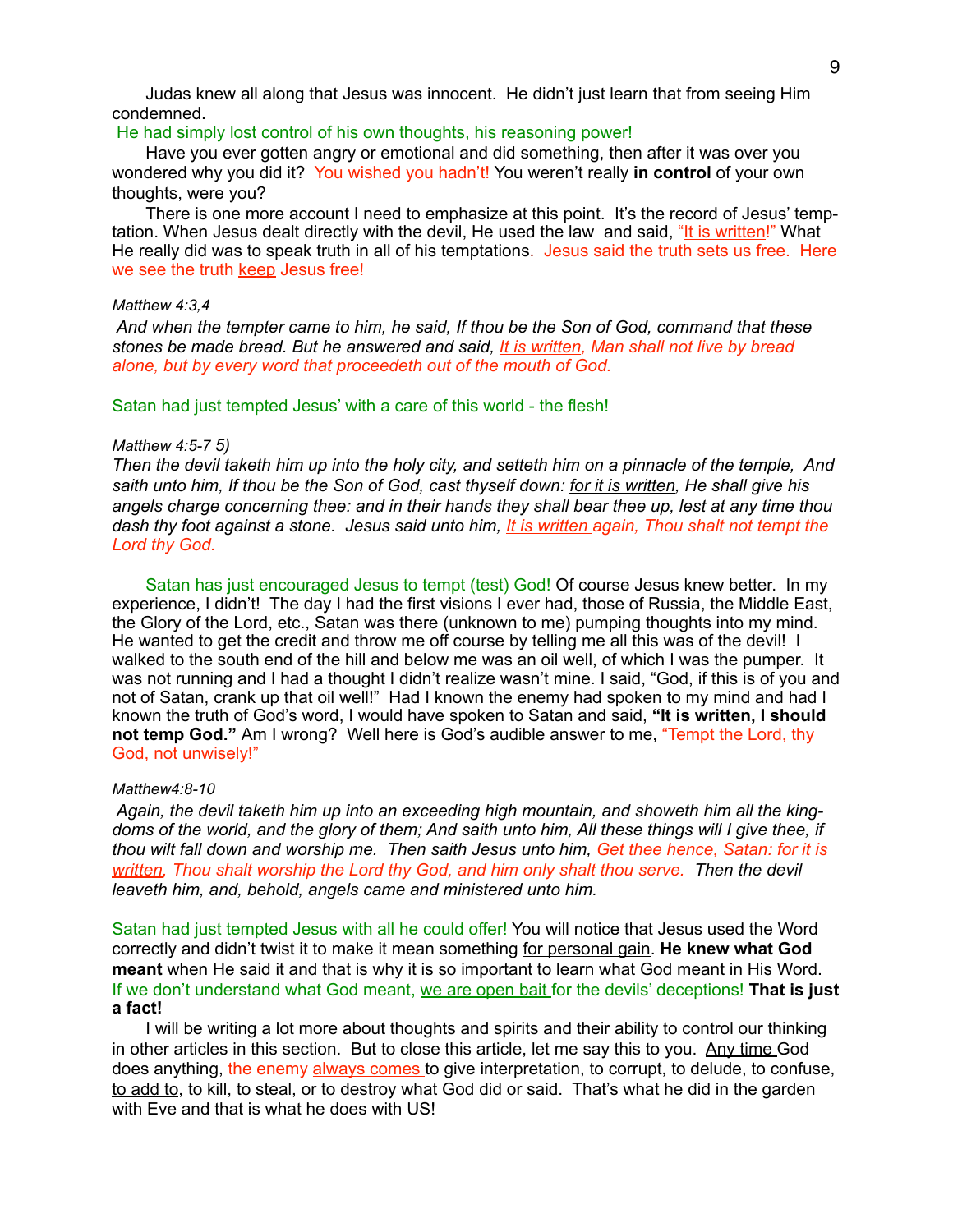Judas knew all along that Jesus was innocent. He didn't just learn that from seeing Him condemned.

He had simply lost control of his own thoughts, his reasoning power!

Have you ever gotten angry or emotional and did something, then after it was over you wondered why you did it? You wished you hadn't! You weren't really **in control** of your own thoughts, were you?

There is one more account I need to emphasize at this point. It's the record of Jesus' temptation. When Jesus dealt directly with the devil, He used the law and said, "It is written!" What He really did was to speak truth in all of his temptations. Jesus said the truth sets us free. Here we see the truth keep Jesus free!

*Matthew 4:3,4*

*And when the tempter came to him, he said, If thou be the Son of God, command that these stones be made bread. But he answered and said, It is written, Man shall not live by bread alone, but by every word that proceedeth out of the mouth of God.*

Satan had just tempted Jesus' with a care of this world - the flesh!

*Matthew 4:5-7 5)*

*Then the devil taketh him up into the holy city, and setteth him on a pinnacle of the temple, And saith unto him, If thou be the Son of God, cast thyself down: for it is written, He shall give his angels charge concerning thee: and in their hands they shall bear thee up, lest at any time thou dash thy foot against a stone. Jesus said unto him, It is written again, Thou shalt not tempt the Lord thy God.*

Satan has just encouraged Jesus to tempt (test) God! Of course Jesus knew better. In my experience, I didn't! The day I had the first visions I ever had, those of Russia, the Middle East, the Glory of the Lord, etc., Satan was there (unknown to me) pumping thoughts into my mind. He wanted to get the credit and throw me off course by telling me all this was of the devil! I walked to the south end of the hill and below me was an oil well, of which I was the pumper. It was not running and I had a thought I didn't realize wasn't mine. I said, "God, if this is of you and not of Satan, crank up that oil well!" Had I known the enemy had spoken to my mind and had I known the truth of God's word, I would have spoken to Satan and said, **"It is written, I should not temp God."** Am I wrong? Well here is God's audible answer to me, "Tempt the Lord, thy God, not unwisely!"

*Matthew4:8-10*

*Again, the devil taketh him up into an exceeding high mountain, and showeth him all the kingdoms of the world, and the glory of them; And saith unto him, All these things will I give thee, if thou wilt fall down and worship me. Then saith Jesus unto him, Get thee hence, Satan: for it is written, Thou shalt worship the Lord thy God, and him only shalt thou serve. Then the devil leaveth him, and, behold, angels came and ministered unto him.*

Satan had just tempted Jesus with all he could offer! You will notice that Jesus used the Word correctly and didn't twist it to make it mean something for personal gain. **He knew what God meant** when He said it and that is why it is so important to learn what God meant in His Word. If we don't understand what God meant, we are open bait for the devils' deceptions! **That is just a fact!**

I will be writing a lot more about thoughts and spirits and their ability to control our thinking in other articles in this section. But to close this article, let me say this to you. Any time God does anything, the enemy always comes to give interpretation, to corrupt, to delude, to confuse, to add to, to kill, to steal, or to destroy what God did or said. That's what he did in the garden with Eve and that is what he does with US!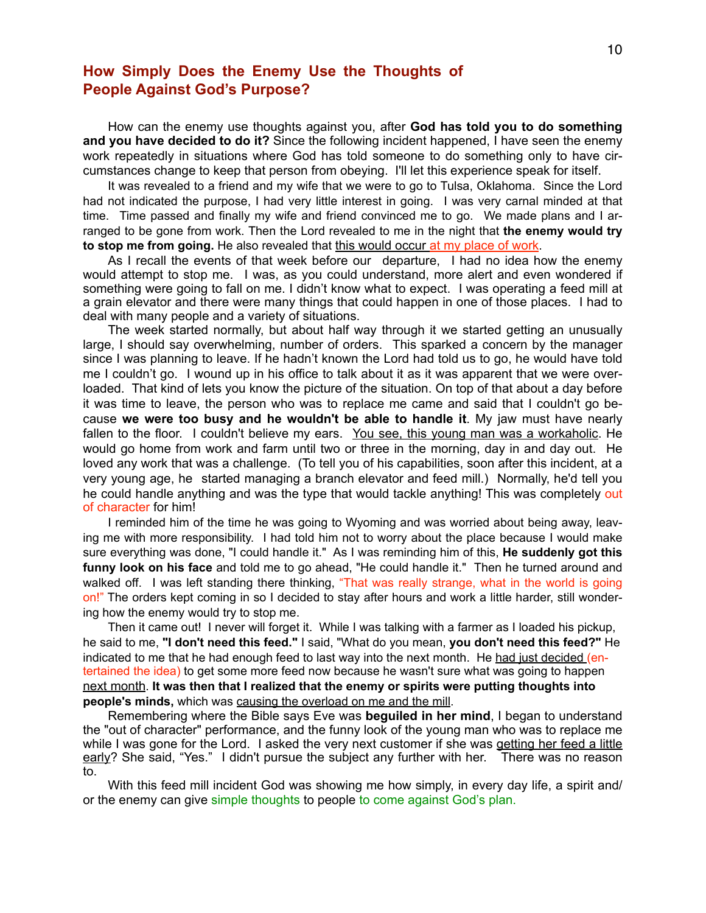## How Simply Does the Enemy Use the Thoughts of People Against God's Purpose?

How can the enemy use thoughts against you, after **God has told you to do something and you have decided to do it?** Since the following incident happened, I have seen the enemy work repeatedly in situations where God has told someone to do something only to have circumstances change to keep that person from obeying. I'll let this experience speak for itself.

It was revealed to a friend and my wife that we were to go to Tulsa, Oklahoma. Since the Lord had not indicated the purpose, I had very little interest in going. I was very carnal minded at that time. Time passed and finally my wife and friend convinced me to go. We made plans and I arranged to be gone from work. Then the Lord revealed to me in the night that **the enemy would try to stop me from going.** He also revealed that this would occur at my place of work.

As I recall the events of that week before our departure, I had no idea how the enemy would attempt to stop me. I was, as you could understand, more alert and even wondered if something were going to fall on me. I didn't know what to expect. I was operating a feed mill at a grain elevator and there were many things that could happen in one of those places. I had to deal with many people and a variety of situations.

The week started normally, but about half way through it we started getting an unusually large, I should say overwhelming, number of orders. This sparked a concern by the manager since I was planning to leave. If he hadn't known the Lord had told us to go, he would have told me I couldn't go. I wound up in his office to talk about it as it was apparent that we were overloaded. That kind of lets you know the picture of the situation. On top of that about a day before it was time to leave, the person who was to replace me came and said that I couldn't go because **we were too busy and he wouldn't be able to handle it**. My jaw must have nearly fallen to the floor. I couldn't believe my ears. You see, this young man was a workaholic. He would go home from work and farm until two or three in the morning, day in and day out. He loved any work that was a challenge. (To tell you of his capabilities, soon after this incident, at a very young age, he started managing a branch elevator and feed mill.) Normally, he'd tell you he could handle anything and was the type that would tackle anything! This was completely out of character for him!

I reminded him of the time he was going to Wyoming and was worried about being away, leaving me with more responsibility. I had told him not to worry about the place because I would make sure everything was done, "I could handle it." As I was reminding him of this, **He suddenly got this funny look on his face** and told me to go ahead, "He could handle it." Then he turned around and walked off. I was left standing there thinking, "That was really strange, what in the world is going on!" The orders kept coming in so I decided to stay after hours and work a little harder, still wondering how the enemy would try to stop me.

Then it came out! I never will forget it. While I was talking with a farmer as I loaded his pickup, he said to me, **"I don't need this feed."** I said, "What do you mean, **you don't need this feed?"** He indicated to me that he had enough feed to last way into the next month. He had just decided (entertained the idea) to get some more feed now because he wasn't sure what was going to happen next month. **It was then that I realized that the enemy or spirits were putting thoughts into people's minds,** which was causing the overload on me and the mill.

Remembering where the Bible says Eve was **beguiled in her mind**, I began to understand the "out of character" performance, and the funny look of the young man who was to replace me while I was gone for the Lord. I asked the very next customer if she was getting her feed a little early? She said, "Yes." I didn't pursue the subject any further with her. There was no reason to.

With this feed mill incident God was showing me how simply, in every day life, a spirit and/or the enemy can give simple thoughts to people to come against God's plan.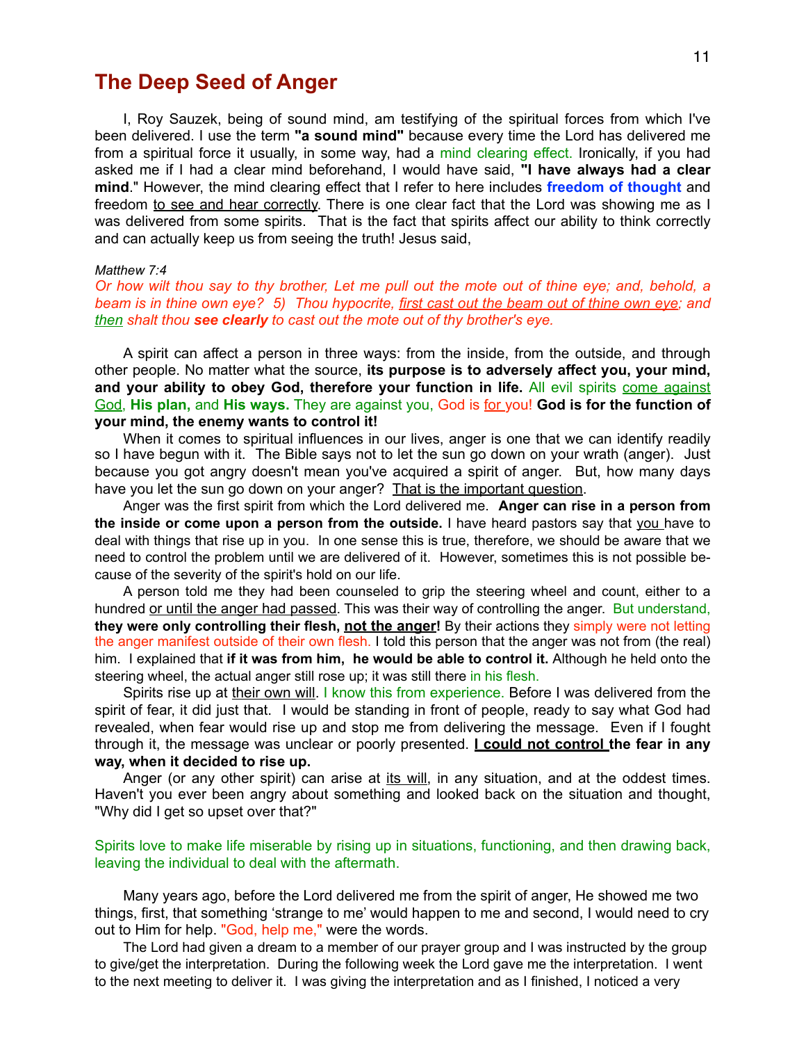# The Deep Seed of Anger

I, Roy Sauzek, being of sound mind, am testifying of the spiritual forces from which I've been delivered. I use the term **"a sound mind"** because every time the Lord has delivered me from a spiritual force it usually, in some way, had a mind clearing effect. Ironically, if you had asked me if I had a clear mind beforehand, I would have said, **"I have always had a clear mind**." However, the mind clearing effect that I refer to here includes **freedom of thought** and freedom to see and hear correctly. There is one clear fact that the Lord was showing me as I was delivered from some spirits. That is the fact that spirits affect our ability to think correctly and can actually keep us from seeing the truth! Jesus said,

*Matthew 7:4*
*Or how wilt thou say to thy brother, Let me pull out the mote out of thine eye; and, behold, a beam is in thine own eye? 5) Thou hypocrite, first cast out the beam out of thine own eye; and then shalt thou **see clearly** to cast out the mote out of thy brother's eye.*

A spirit can affect a person in three ways: from the inside, from the outside, and through other people. No matter what the source, **its purpose is to adversely affect you, your mind, and your ability to obey God, therefore your function in life.** All evil spirits come against God, **His plan,** and **His ways.** They are against you, God is for you! **God is for the function of your mind, the enemy wants to control it!**

When it comes to spiritual influences in our lives, anger is one that we can identify readily so I have begun with it. The Bible says not to let the sun go down on your wrath (anger). Just because you got angry doesn't mean you've acquired a spirit of anger. But, how many days have you let the sun go down on your anger? That is the important question.

Anger was the first spirit from which the Lord delivered me. **Anger can rise in a person from the inside or come upon a person from the outside.** I have heard pastors say that you have to deal with things that rise up in you. In one sense this is true, therefore, we should be aware that we need to control the problem until we are delivered of it. However, sometimes this is not possible because of the severity of the spirit's hold on our life.

A person told me they had been counseled to grip the steering wheel and count, either to a hundred or until the anger had passed. This was their way of controlling the anger. But understand, **they were only controlling their flesh, not the anger!** By their actions they simply were not letting the anger manifest outside of their own flesh. I told this person that the anger was not from (the real) him. I explained that **if it was from him, he would be able to control it.** Although he held onto the steering wheel, the actual anger still rose up; it was still there in his flesh.

Spirits rise up at their own will. I know this from experience. Before I was delivered from the spirit of fear, it did just that. I would be standing in front of people, ready to say what God had revealed, when fear would rise up and stop me from delivering the message. Even if I fought through it, the message was unclear or poorly presented. **I could not control the fear in any way, when it decided to rise up.**

Anger (or any other spirit) can arise at its will, in any situation, and at the oddest times. Haven't you ever been angry about something and looked back on the situation and thought, "Why did I get so upset over that?"

Spirits love to make life miserable by rising up in situations, functioning, and then drawing back, leaving the individual to deal with the aftermath.

Many years ago, before the Lord delivered me from the spirit of anger, He showed me two things, first, that something 'strange to me' would happen to me and second, I would need to cry out to Him for help. "God, help me," were the words.

The Lord had given a dream to a member of our prayer group and I was instructed by the group to give/get the interpretation. During the following week the Lord gave me the interpretation. I went to the next meeting to deliver it. I was giving the interpretation and as I finished, I noticed a very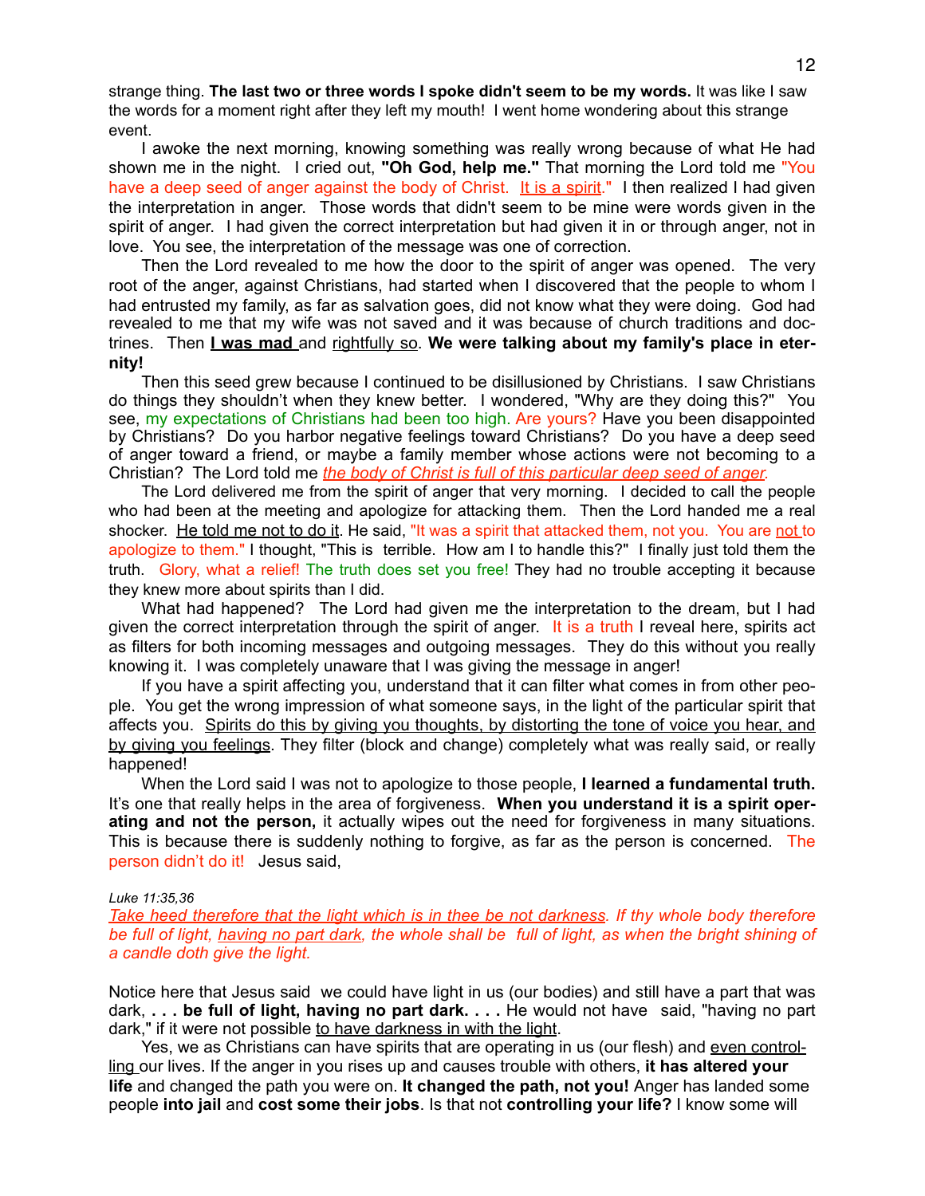strange thing. **The last two or three words I spoke didn't seem to be my words.** It was like I saw the words for a moment right after they left my mouth! I went home wondering about this strange event.

I awoke the next morning, knowing something was really wrong because of what He had shown me in the night. I cried out, **"Oh God, help me."** That morning the Lord told me "You have a deep seed of anger against the body of Christ. It is a spirit." I then realized I had given the interpretation in anger. Those words that didn't seem to be mine were words given in the spirit of anger. I had given the correct interpretation but had given it in or through anger, not in love. You see, the interpretation of the message was one of correction.

Then the Lord revealed to me how the door to the spirit of anger was opened. The very root of the anger, against Christians, had started when I discovered that the people to whom I had entrusted my family, as far as salvation goes, did not know what they were doing. God had revealed to me that my wife was not saved and it was because of church traditions and doctrines. Then **I was mad** and rightfully so. **We were talking about my family's place in eternity!**

Then this seed grew because I continued to be disillusioned by Christians. I saw Christians do things they shouldn't when they knew better. I wondered, "Why are they doing this?" You see, my expectations of Christians had been too high. Are yours? Have you been disappointed by Christians? Do you harbor negative feelings toward Christians? Do you have a deep seed of anger toward a friend, or maybe a family member whose actions were not becoming to a Christian? The Lord told me *the body of Christ is full of this particular deep seed of anger.*

The Lord delivered me from the spirit of anger that very morning. I decided to call the people who had been at the meeting and apologize for attacking them. Then the Lord handed me a real shocker. He told me not to do it. He said, "It was a spirit that attacked them, not you. You are not to apologize to them." I thought, "This is terrible. How am I to handle this?" I finally just told them the truth. Glory, what a relief! The truth does set you free! They had no trouble accepting it because they knew more about spirits than I did.

What had happened? The Lord had given me the interpretation to the dream, but I had given the correct interpretation through the spirit of anger. It is a truth I reveal here, spirits act as filters for both incoming messages and outgoing messages. They do this without you really knowing it. I was completely unaware that I was giving the message in anger!

If you have a spirit affecting you, understand that it can filter what comes in from other people. You get the wrong impression of what someone says, in the light of the particular spirit that affects you. Spirits do this by giving you thoughts, by distorting the tone of voice you hear, and by giving you feelings. They filter (block and change) completely what was really said, or really happened!

When the Lord said I was not to apologize to those people, **I learned a fundamental truth.** It's one that really helps in the area of forgiveness. **When you understand it is a spirit operating and not the person,** it actually wipes out the need for forgiveness in many situations. This is because there is suddenly nothing to forgive, as far as the person is concerned. The person didn't do it! Jesus said,

*Luke 11:35,36*

*Take heed therefore that the light which is in thee be not darkness. If thy whole body therefore be full of light, having no part dark, the whole shall be full of light, as when the bright shining of a candle doth give the light.*

Notice here that Jesus said we could have light in us (our bodies) and still have a part that was dark, **. . . be full of light, having no part dark. . . .** He would not have said, "having no part dark," if it were not possible to have darkness in with the light.

Yes, we as Christians can have spirits that are operating in us (our flesh) and even controlling our lives. If the anger in you rises up and causes trouble with others, **it has altered your life** and changed the path you were on. **It changed the path, not you!** Anger has landed some people **into jail** and **cost some their jobs**. Is that not **controlling your life?** I know some will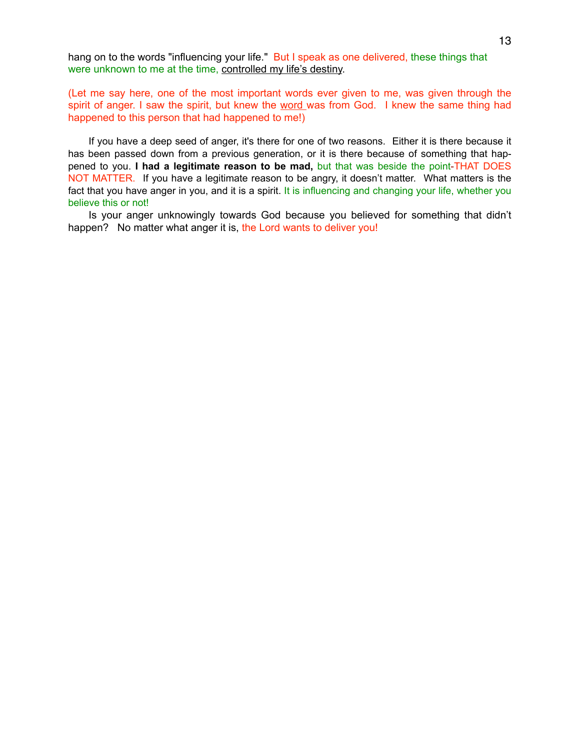hang on to the words "influencing your life." But I speak as one delivered, these things that were unknown to me at the time, <u>controlled my life's destiny</u>.

(Let me say here, one of the most important words ever given to me, was given through the spirit of anger. I saw the spirit, but knew the <u>word</u> was from God. I knew the same thing had happened to this person that had happened to me!)

If you have a deep seed of anger, it's there for one of two reasons. Either it is there because it has been passed down from a previous generation, or it is there because of something that happened to you. **I had a legitimate reason to be mad,** but that was beside the point-THAT DOES NOT MATTER. If you have a legitimate reason to be angry, it doesn't matter. What matters is the fact that you have anger in you, and it is a spirit. It is influencing and changing your life, whether you believe this or not!

Is your anger unknowingly towards God because you believed for something that didn't happen? No matter what anger it is, the Lord wants to deliver you!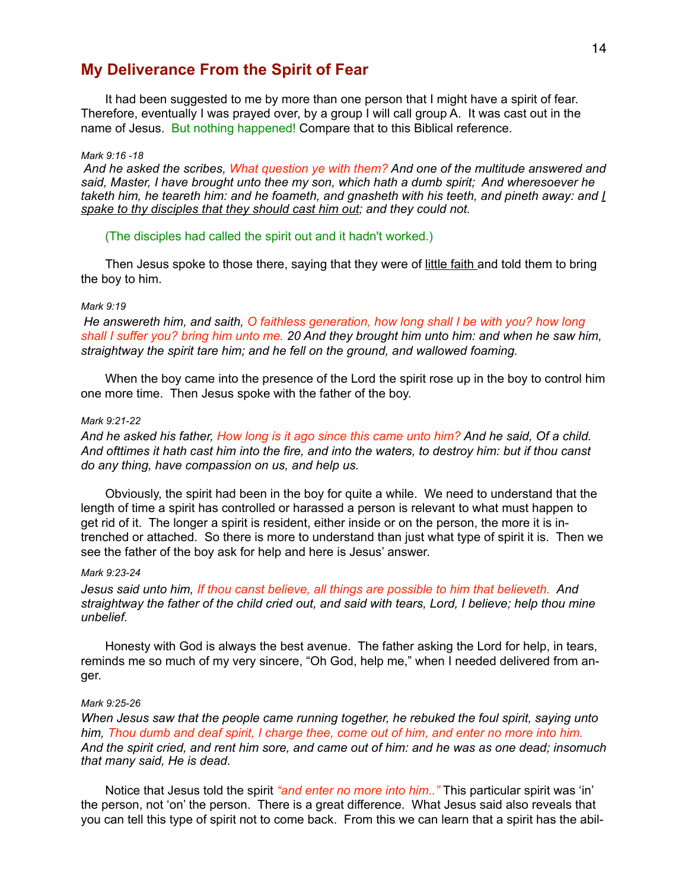## My Deliverance From the Spirit of Fear

It had been suggested to me by more than one person that I might have a spirit of fear. Therefore, eventually I was prayed over, by a group I will call group A. It was cast out in the name of Jesus. But nothing happened! Compare that to this Biblical reference.

*Mark 9:16 -18*

*And he asked the scribes, What question ye with them? And one of the multitude answered and said, Master, I have brought unto thee my son, which hath a dumb spirit; And wheresoever he taketh him, he teareth him: and he foameth, and gnasheth with his teeth, and pineth away: and I spake to thy disciples that they should cast him out; and they could not.*

(The disciples had called the spirit out and it hadn't worked.)

Then Jesus spoke to those there, saying that they were of little faith and told them to bring the boy to him.

*Mark 9:19*

*He answereth him, and saith, O faithless generation, how long shall I be with you? how long shall I suffer you? bring him unto me. 20 And they brought him unto him: and when he saw him, straightway the spirit tare him; and he fell on the ground, and wallowed foaming.*

When the boy came into the presence of the Lord the spirit rose up in the boy to control him one more time. Then Jesus spoke with the father of the boy.

*Mark 9:21-22*

*And he asked his father, How long is it ago since this came unto him? And he said, Of a child. And ofttimes it hath cast him into the fire, and into the waters, to destroy him: but if thou canst do any thing, have compassion on us, and help us.*

Obviously, the spirit had been in the boy for quite a while. We need to understand that the length of time a spirit has controlled or harassed a person is relevant to what must happen to get rid of it. The longer a spirit is resident, either inside or on the person, the more it is intrenched or attached. So there is more to understand than just what type of spirit it is. Then we see the father of the boy ask for help and here is Jesus' answer.

*Mark 9:23-24*

*Jesus said unto him, If thou canst believe, all things are possible to him that believeth. And straightway the father of the child cried out, and said with tears, Lord, I believe; help thou mine unbelief.*

Honesty with God is always the best avenue. The father asking the Lord for help, in tears, reminds me so much of my very sincere, "Oh God, help me," when I needed delivered from anger.

*Mark 9:25-26*

*When Jesus saw that the people came running together, he rebuked the foul spirit, saying unto him, Thou dumb and deaf spirit, I charge thee, come out of him, and enter no more into him. And the spirit cried, and rent him sore, and came out of him: and he was as one dead; insomuch that many said, He is dead.*

Notice that Jesus told the spirit *"and enter no more into him.."* This particular spirit was 'in' the person, not 'on' the person. There is a great difference. What Jesus said also reveals that you can tell this type of spirit not to come back. From this we can learn that a spirit has the abil-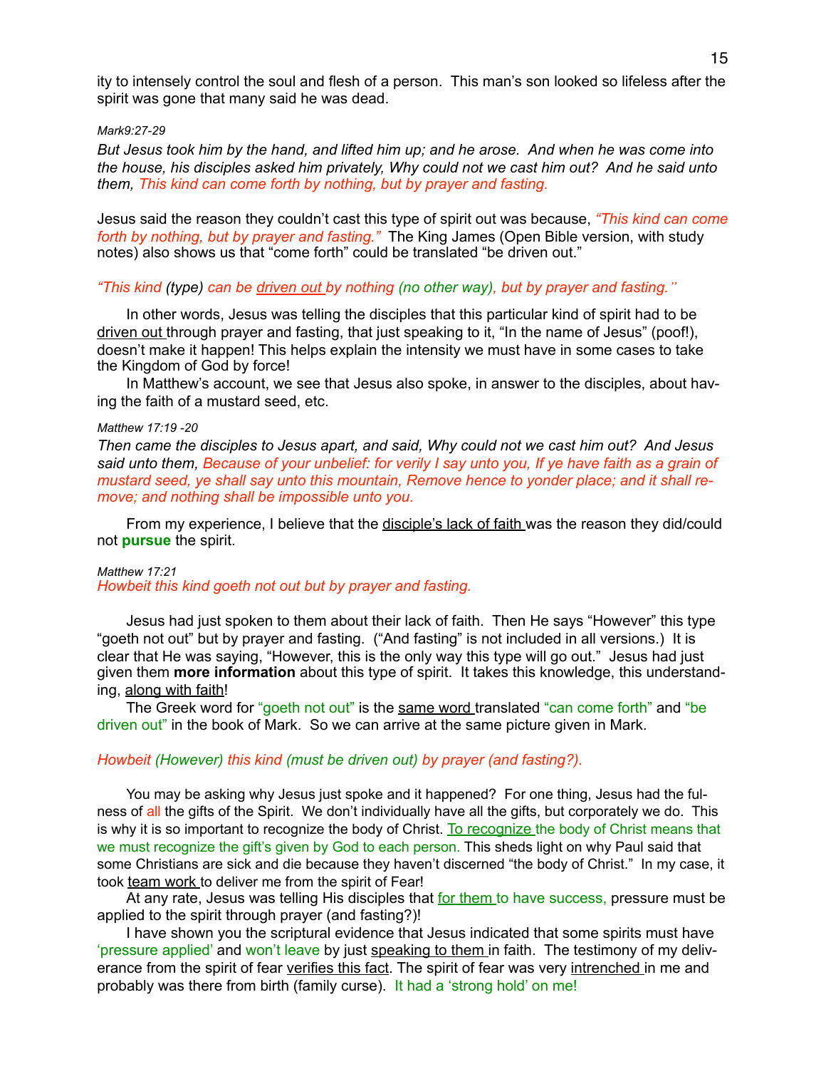ity to intensely control the soul and flesh of a person. This man's son looked so lifeless after the spirit was gone that many said he was dead.

*Mark9:27-29*

*But Jesus took him by the hand, and lifted him up; and he arose. And when he was come into the house, his disciples asked him privately, Why could not we cast him out? And he said unto them, This kind can come forth by nothing, but by prayer and fasting.*

Jesus said the reason they couldn't cast this type of spirit out was because, *"This kind can come forth by nothing, but by prayer and fasting."* The King James (Open Bible version, with study notes) also shows us that "come forth" could be translated "be driven out."

*"This kind (type) can be driven out by nothing (no other way), but by prayer and fasting."*

In other words, Jesus was telling the disciples that this particular kind of spirit had to be driven out through prayer and fasting, that just speaking to it, "In the name of Jesus" (poof!), doesn't make it happen! This helps explain the intensity we must have in some cases to take the Kingdom of God by force!

In Matthew's account, we see that Jesus also spoke, in answer to the disciples, about having the faith of a mustard seed, etc.

*Matthew 17:19 -20*

*Then came the disciples to Jesus apart, and said, Why could not we cast him out? And Jesus said unto them, Because of your unbelief: for verily I say unto you, If ye have faith as a grain of mustard seed, ye shall say unto this mountain, Remove hence to yonder place; and it shall remove; and nothing shall be impossible unto you.*

From my experience, I believe that the disciple's lack of faith was the reason they did/could not **pursue** the spirit.

*Matthew 17:21*

*Howbeit this kind goeth not out but by prayer and fasting.*

Jesus had just spoken to them about their lack of faith. Then He says "However" this type "goeth not out" but by prayer and fasting. ("And fasting" is not included in all versions.) It is clear that He was saying, "However, this is the only way this type will go out." Jesus had just given them **more information** about this type of spirit. It takes this knowledge, this understanding, along with faith!

The Greek word for "goeth not out" is the same word translated "can come forth" and "be driven out" in the book of Mark. So we can arrive at the same picture given in Mark.

*Howbeit (However) this kind (must be driven out) by prayer (and fasting?).*

You may be asking why Jesus just spoke and it happened? For one thing, Jesus had the fulness of all the gifts of the Spirit. We don't individually have all the gifts, but corporately we do. This is why it is so important to recognize the body of Christ. To recognize the body of Christ means that we must recognize the gift's given by God to each person. This sheds light on why Paul said that some Christians are sick and die because they haven't discerned "the body of Christ." In my case, it took team work to deliver me from the spirit of Fear!

At any rate, Jesus was telling His disciples that for them to have success, pressure must be applied to the spirit through prayer (and fasting?)!

I have shown you the scriptural evidence that Jesus indicated that some spirits must have 'pressure applied' and won't leave by just speaking to them in faith. The testimony of my deliverance from the spirit of fear verifies this fact. The spirit of fear was very intrenched in me and probably was there from birth (family curse). It had a 'strong hold' on me!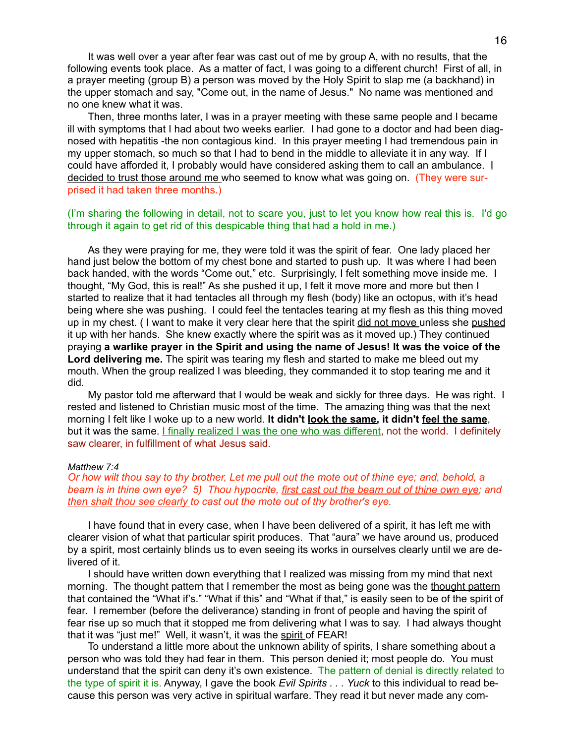It was well over a year after fear was cast out of me by group A, with no results, that the following events took place. As a matter of fact, I was going to a different church! First of all, in a prayer meeting (group B) a person was moved by the Holy Spirit to slap me (a backhand) in the upper stomach and say, "Come out, in the name of Jesus." No name was mentioned and no one knew what it was.

Then, three months later, I was in a prayer meeting with these same people and I became ill with symptoms that I had about two weeks earlier. I had gone to a doctor and had been diagnosed with hepatitis -the non contagious kind. In this prayer meeting I had tremendous pain in my upper stomach, so much so that I had to bend in the middle to alleviate it in any way. If I could have afforded it, I probably would have considered asking them to call an ambulance. I decided to trust those around me who seemed to know what was going on. (They were surprised it had taken three months.)

(I'm sharing the following in detail, not to scare you, just to let you know how real this is. I'd go through it again to get rid of this despicable thing that had a hold in me.)

As they were praying for me, they were told it was the spirit of fear. One lady placed her hand just below the bottom of my chest bone and started to push up. It was where I had been back handed, with the words "Come out," etc. Surprisingly, I felt something move inside me. I thought, "My God, this is real!" As she pushed it up, I felt it move more and more but then I started to realize that it had tentacles all through my flesh (body) like an octopus, with it's head being where she was pushing. I could feel the tentacles tearing at my flesh as this thing moved up in my chest. ( I want to make it very clear here that the spirit did not move unless she pushed it up with her hands. She knew exactly where the spirit was as it moved up.) They continued praying **a warlike prayer in the Spirit and using the name of Jesus! It was the voice of the Lord delivering me.** The spirit was tearing my flesh and started to make me bleed out my mouth. When the group realized I was bleeding, they commanded it to stop tearing me and it did.

My pastor told me afterward that I would be weak and sickly for three days. He was right. I rested and listened to Christian music most of the time. The amazing thing was that the next morning I felt like I woke up to a new world. **It didn't look the same, it didn't feel the same**, but it was the same. I finally realized I was the one who was different, not the world. I definitely saw clearer, in fulfillment of what Jesus said.

*Matthew 7:4*
*Or how wilt thou say to thy brother, Let me pull out the mote out of thine eye; and, behold, a beam is in thine own eye? 5) Thou hypocrite, first cast out the beam out of thine own eye; and then shalt thou see clearly to cast out the mote out of thy brother's eye.*

I have found that in every case, when I have been delivered of a spirit, it has left me with clearer vision of what that particular spirit produces. That "aura" we have around us, produced by a spirit, most certainly blinds us to even seeing its works in ourselves clearly until we are delivered of it.

I should have written down everything that I realized was missing from my mind that next morning. The thought pattern that I remember the most as being gone was the thought pattern that contained the "What if's." "What if this" and "What if that," is easily seen to be of the spirit of fear. I remember (before the deliverance) standing in front of people and having the spirit of fear rise up so much that it stopped me from delivering what I was to say. I had always thought that it was "just me!" Well, it wasn't, it was the spirit of FEAR!

To understand a little more about the unknown ability of spirits, I share something about a person who was told they had fear in them. This person denied it; most people do. You must understand that the spirit can deny it's own existence. The pattern of denial is directly related to the type of spirit it is. Anyway, I gave the book *Evil Spirits . . . Yuck* to this individual to read because this person was very active in spiritual warfare. They read it but never made any com-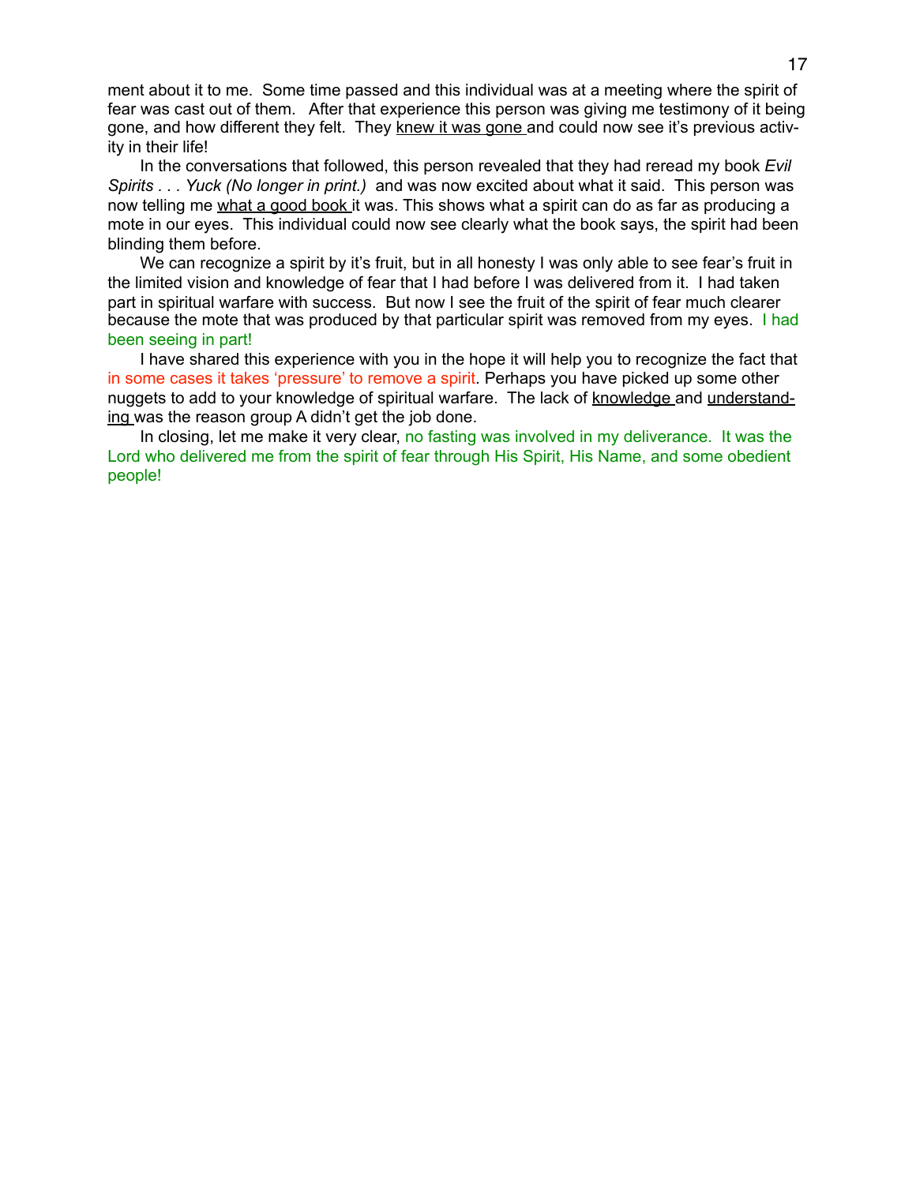ment about it to me. Some time passed and this individual was at a meeting where the spirit of fear was cast out of them. After that experience this person was giving me testimony of it being gone, and how different they felt. They <u>knew it was gone</u> and could now see it's previous activity in their life!

In the conversations that followed, this person revealed that they had reread my book *Evil Spirits . . . Yuck (No longer in print.)* and was now excited about what it said. This person was now telling me <u>what a good book</u> it was. This shows what a spirit can do as far as producing a mote in our eyes. This individual could now see clearly what the book says, the spirit had been blinding them before.

We can recognize a spirit by it's fruit, but in all honesty I was only able to see fear's fruit in the limited vision and knowledge of fear that I had before I was delivered from it. I had taken part in spiritual warfare with success. But now I see the fruit of the spirit of fear much clearer because the mote that was produced by that particular spirit was removed from my eyes. I had been seeing in part!

I have shared this experience with you in the hope it will help you to recognize the fact that in some cases it takes 'pressure' to remove a spirit. Perhaps you have picked up some other nuggets to add to your knowledge of spiritual warfare. The lack of <u>knowledge</u> and <u>understanding</u> was the reason group A didn't get the job done.

In closing, let me make it very clear, no fasting was involved in my deliverance. It was the Lord who delivered me from the spirit of fear through His Spirit, His Name, and some obedient people!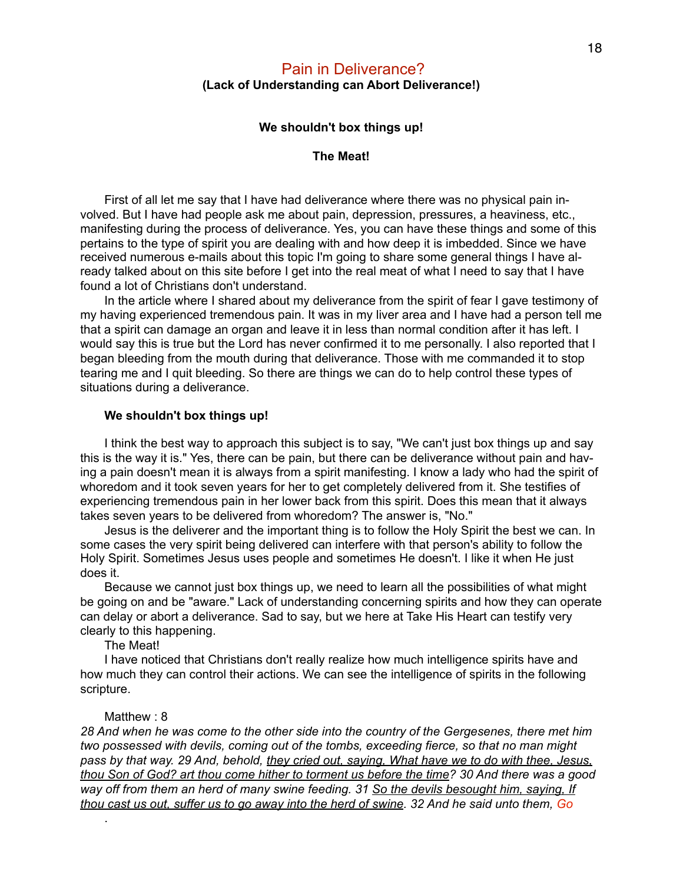# Pain in Deliverance?

**(Lack of Understanding can Abort Deliverance!)**

**We shouldn't box things up!**

**The Meat!**

First of all let me say that I have had deliverance where there was no physical pain involved. But I have had people ask me about pain, depression, pressures, a heaviness, etc., manifesting during the process of deliverance. Yes, you can have these things and some of this pertains to the type of spirit you are dealing with and how deep it is imbedded. Since we have received numerous e-mails about this topic I'm going to share some general things I have already talked about on this site before I get into the real meat of what I need to say that I have found a lot of Christians don't understand.

In the article where I shared about my deliverance from the spirit of fear I gave testimony of my having experienced tremendous pain. It was in my liver area and I have had a person tell me that a spirit can damage an organ and leave it in less than normal condition after it has left. I would say this is true but the Lord has never confirmed it to me personally. I also reported that I began bleeding from the mouth during that deliverance. Those with me commanded it to stop tearing me and I quit bleeding. So there are things we can do to help control these types of situations during a deliverance.

**We shouldn't box things up!**

I think the best way to approach this subject is to say, "We can't just box things up and say this is the way it is." Yes, there can be pain, but there can be deliverance without pain and having a pain doesn't mean it is always from a spirit manifesting. I know a lady who had the spirit of whoredom and it took seven years for her to get completely delivered from it. She testifies of experiencing tremendous pain in her lower back from this spirit. Does this mean that it always takes seven years to be delivered from whoredom? The answer is, "No."

Jesus is the deliverer and the important thing is to follow the Holy Spirit the best we can. In some cases the very spirit being delivered can interfere with that person's ability to follow the Holy Spirit. Sometimes Jesus uses people and sometimes He doesn't. I like it when He just does it.

Because we cannot just box things up, we need to learn all the possibilities of what might be going on and be "aware." Lack of understanding concerning spirits and how they can operate can delay or abort a deliverance. Sad to say, but we here at Take His Heart can testify very clearly to this happening.

The Meat!

I have noticed that Christians don't really realize how much intelligence spirits have and how much they can control their actions. We can see the intelligence of spirits in the following scripture.

Matthew : 8

*28 And when he was come to the other side into the country of the Gergesenes, there met him two possessed with devils, coming out of the tombs, exceeding fierce, so that no man might pass by that way. 29 And, behold, <u>they cried out, saying, What have we to do with thee, Jesus, thou Son of God? art thou come hither to torment us before the time</u>? 30 And there was a good way off from them an herd of many swine feeding. 31 <u>So the devils besought him, saying, If thou cast us out, suffer us to go away into the herd of swine</u>. 32 And he said unto them, Go*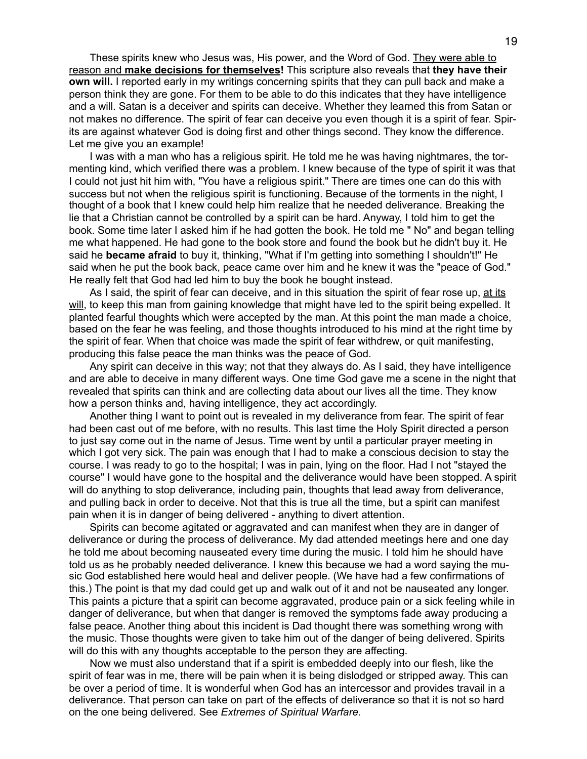These spirits knew who Jesus was, His power, and the Word of God. <u>They were able to reason and **make decisions for themselves!**</u> This scripture also reveals that **they have their own will.** I reported early in my writings concerning spirits that they can pull back and make a person think they are gone. For them to be able to do this indicates that they have intelligence and a will. Satan is a deceiver and spirits can deceive. Whether they learned this from Satan or not makes no difference. The spirit of fear can deceive you even though it is a spirit of fear. Spirits are against whatever God is doing first and other things second. They know the difference. Let me give you an example!

I was with a man who has a religious spirit. He told me he was having nightmares, the tormenting kind, which verified there was a problem. I knew because of the type of spirit it was that I could not just hit him with, "You have a religious spirit." There are times one can do this with success but not when the religious spirit is functioning. Because of the torments in the night, I thought of a book that I knew could help him realize that he needed deliverance. Breaking the lie that a Christian cannot be controlled by a spirit can be hard. Anyway, I told him to get the book. Some time later I asked him if he had gotten the book. He told me " No" and began telling me what happened. He had gone to the book store and found the book but he didn't buy it. He said he **became afraid** to buy it, thinking, "What if I'm getting into something I shouldn't!" He said when he put the book back, peace came over him and he knew it was the "peace of God." He really felt that God had led him to buy the book he bought instead.

As I said, the spirit of fear can deceive, and in this situation the spirit of fear rose up, <u>at its will</u>, to keep this man from gaining knowledge that might have led to the spirit being expelled. It planted fearful thoughts which were accepted by the man. At this point the man made a choice, based on the fear he was feeling, and those thoughts introduced to his mind at the right time by the spirit of fear. When that choice was made the spirit of fear withdrew, or quit manifesting, producing this false peace the man thinks was the peace of God.

Any spirit can deceive in this way; not that they always do. As I said, they have intelligence and are able to deceive in many different ways. One time God gave me a scene in the night that revealed that spirits can think and are collecting data about our lives all the time. They know how a person thinks and, having intelligence, they act accordingly.

Another thing I want to point out is revealed in my deliverance from fear. The spirit of fear had been cast out of me before, with no results. This last time the Holy Spirit directed a person to just say come out in the name of Jesus. Time went by until a particular prayer meeting in which I got very sick. The pain was enough that I had to make a conscious decision to stay the course. I was ready to go to the hospital; I was in pain, lying on the floor. Had I not "stayed the course" I would have gone to the hospital and the deliverance would have been stopped. A spirit will do anything to stop deliverance, including pain, thoughts that lead away from deliverance, and pulling back in order to deceive. Not that this is true all the time, but a spirit can manifest pain when it is in danger of being delivered - anything to divert attention.

Spirits can become agitated or aggravated and can manifest when they are in danger of deliverance or during the process of deliverance. My dad attended meetings here and one day he told me about becoming nauseated every time during the music. I told him he should have told us as he probably needed deliverance. I knew this because we had a word saying the music God established here would heal and deliver people. (We have had a few confirmations of this.) The point is that my dad could get up and walk out of it and not be nauseated any longer. This paints a picture that a spirit can become aggravated, produce pain or a sick feeling while in danger of deliverance, but when that danger is removed the symptoms fade away producing a false peace. Another thing about this incident is Dad thought there was something wrong with the music. Those thoughts were given to take him out of the danger of being delivered. Spirits will do this with any thoughts acceptable to the person they are affecting.

Now we must also understand that if a spirit is embedded deeply into our flesh, like the spirit of fear was in me, there will be pain when it is being dislodged or stripped away. This can be over a period of time. It is wonderful when God has an intercessor and provides travail in a deliverance. That person can take on part of the effects of deliverance so that it is not so hard on the one being delivered. See *Extremes of Spiritual Warfare.*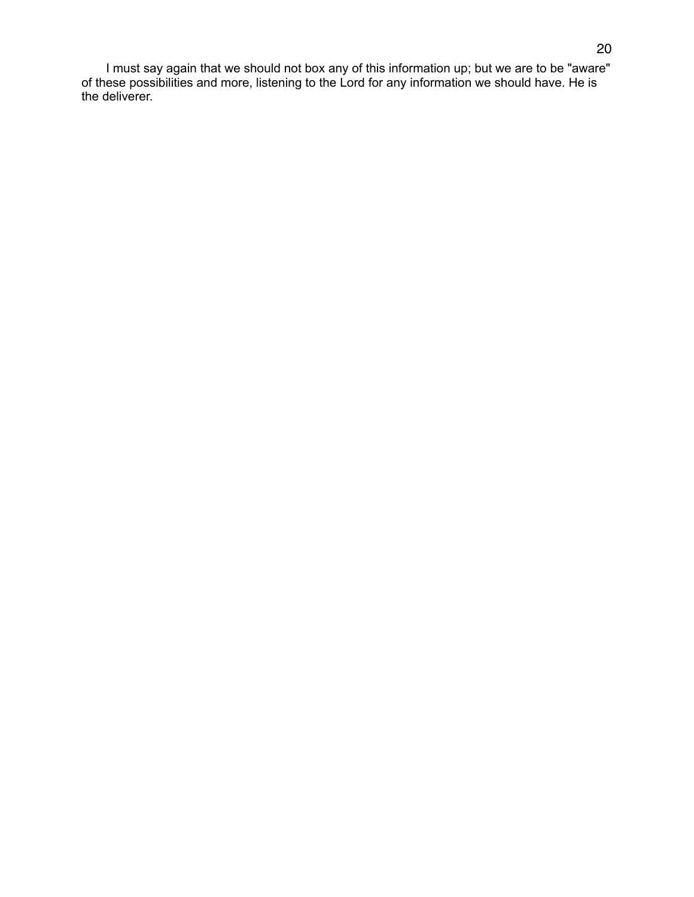I must say again that we should not box any of this information up; but we are to be "aware" of these possibilities and more, listening to the Lord for any information we should have. He is the deliverer.